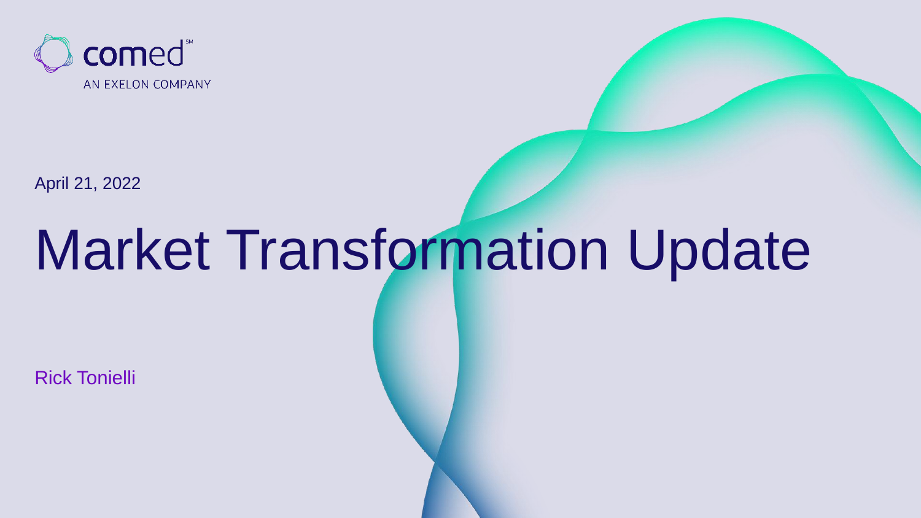comed[SM]
AN EXELON COMPANY

April 21, 2022

# Market Transformation Update

Rick Tonielli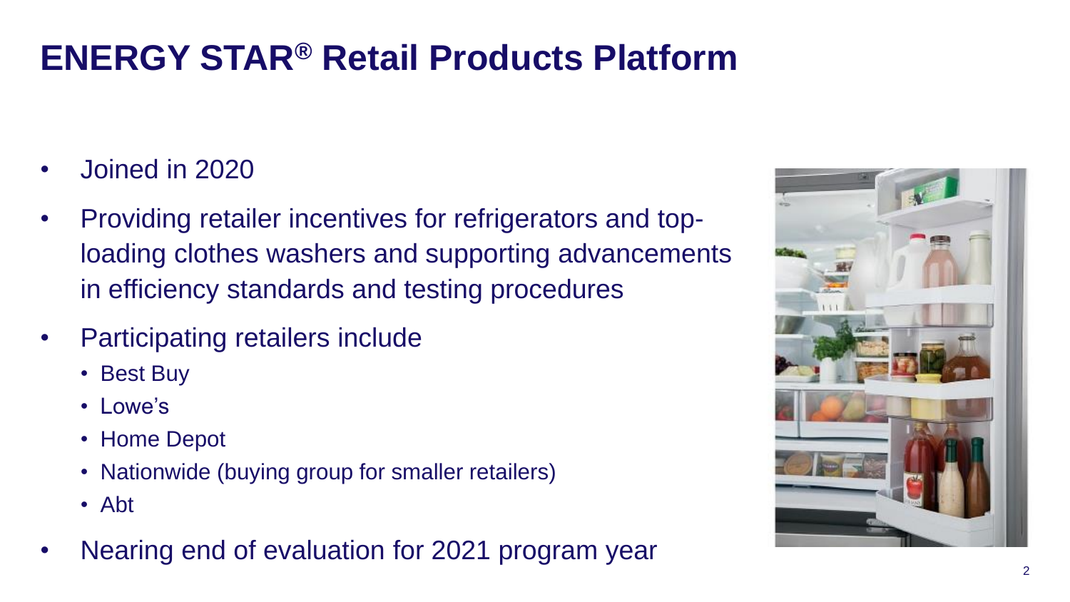# ENERGY STAR® Retail Products Platform

- Joined in 2020
- Providing retailer incentives for refrigerators and top-loading clothes washers and supporting advancements in efficiency standards and testing procedures
- Participating retailers include
  - Best Buy
  - Lowe's
  - Home Depot
  - Nationwide (buying group for smaller retailers)
  - Abt
- Nearing end of evaluation for 2021 program year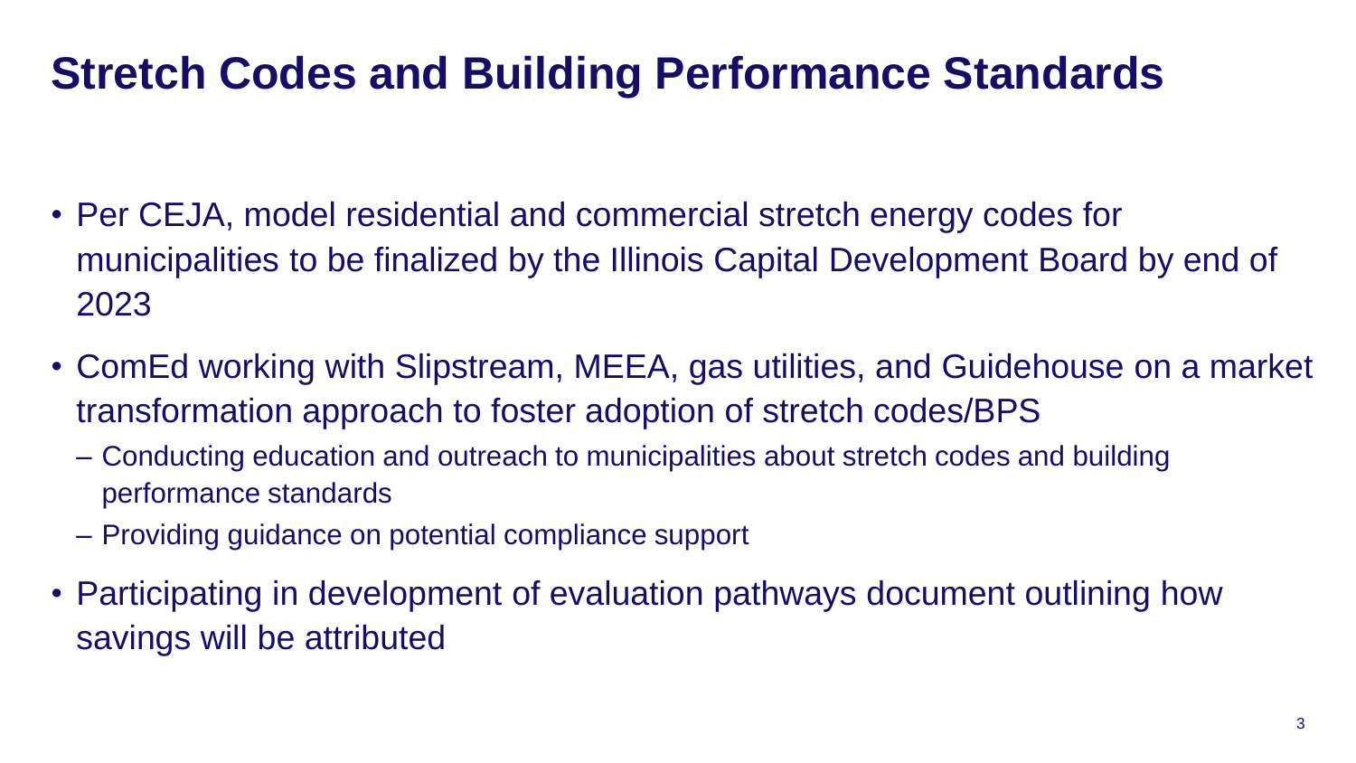# Stretch Codes and Building Performance Standards

- Per CEJA, model residential and commercial stretch energy codes for municipalities to be finalized by the Illinois Capital Development Board by end of 2023
- ComEd working with Slipstream, MEEA, gas utilities, and Guidehouse on a market transformation approach to foster adoption of stretch codes/BPS
  - Conducting education and outreach to municipalities about stretch codes and building performance standards
  - Providing guidance on potential compliance support
- Participating in development of evaluation pathways document outlining how savings will be attributed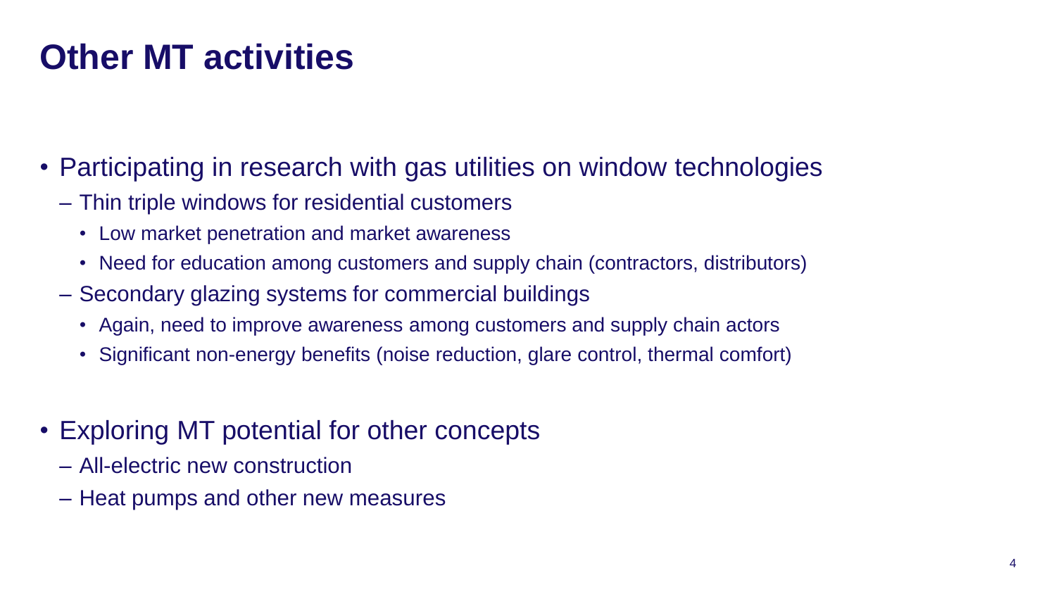# Other MT activities

- Participating in research with gas utilities on window technologies
  - Thin triple windows for residential customers
    - Low market penetration and market awareness
    - Need for education among customers and supply chain (contractors, distributors)
  - Secondary glazing systems for commercial buildings
    - Again, need to improve awareness among customers and supply chain actors
    - Significant non-energy benefits (noise reduction, glare control, thermal comfort)

- Exploring MT potential for other concepts
  - All-electric new construction
  - Heat pumps and other new measures